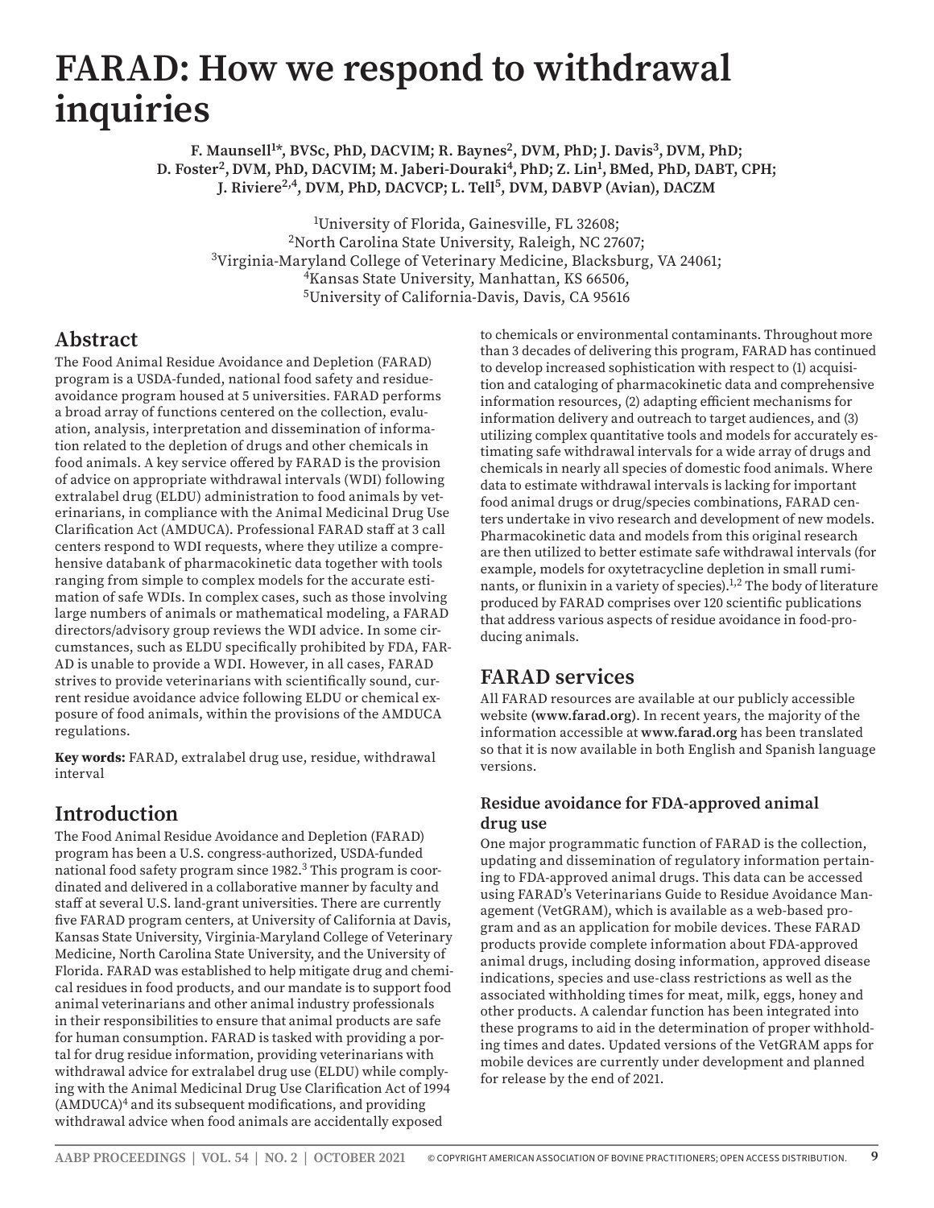# FARAD: How we respond to withdrawal inquiries

**F. Maunsell[1]*, BVSc, PhD, DACVIM; R. Baynes[2], DVM, PhD; J. Davis[3], DVM, PhD; D. Foster[2], DVM, PhD, DACVIM; M. Jaberi-Douraki[4], PhD; Z. Lin[1], BMed, PhD, DABT, CPH; J. Riviere[2,4], DVM, PhD, DACVCP; L. Tell[5], DVM, DABVP (Avian), DACZM**

[1]University of Florida, Gainesville, FL 32608;
[2]North Carolina State University, Raleigh, NC 27607;
[3]Virginia-Maryland College of Veterinary Medicine, Blacksburg, VA 24061;
[4]Kansas State University, Manhattan, KS 66506,
[5]University of California-Davis, Davis, CA 95616

## Abstract

The Food Animal Residue Avoidance and Depletion (FARAD) program is a USDA-funded, national food safety and residue-avoidance program housed at 5 universities. FARAD performs a broad array of functions centered on the collection, evaluation, analysis, interpretation and dissemination of information related to the depletion of drugs and other chemicals in food animals. A key service offered by FARAD is the provision of advice on appropriate withdrawal intervals (WDI) following extralabel drug (ELDU) administration to food animals by veterinarians, in compliance with the Animal Medicinal Drug Use Clarification Act (AMDUCA). Professional FARAD staff at 3 call centers respond to WDI requests, where they utilize a comprehensive databank of pharmacokinetic data together with tools ranging from simple to complex models for the accurate estimation of safe WDIs. In complex cases, such as those involving large numbers of animals or mathematical modeling, a FARAD directors/advisory group reviews the WDI advice. In some circumstances, such as ELDU specifically prohibited by FDA, FARAD is unable to provide a WDI. However, in all cases, FARAD strives to provide veterinarians with scientifically sound, current residue avoidance advice following ELDU or chemical exposure of food animals, within the provisions of the AMDUCA regulations.

**Key words:** FARAD, extralabel drug use, residue, withdrawal interval

## Introduction

The Food Animal Residue Avoidance and Depletion (FARAD) program has been a U.S. congress-authorized, USDA-funded national food safety program since 1982.[3] This program is coordinated and delivered in a collaborative manner by faculty and staff at several U.S. land-grant universities. There are currently five FARAD program centers, at University of California at Davis, Kansas State University, Virginia-Maryland College of Veterinary Medicine, North Carolina State University, and the University of Florida. FARAD was established to help mitigate drug and chemical residues in food products, and our mandate is to support food animal veterinarians and other animal industry professionals in their responsibilities to ensure that animal products are safe for human consumption. FARAD is tasked with providing a portal for drug residue information, providing veterinarians with withdrawal advice for extralabel drug use (ELDU) while complying with the Animal Medicinal Drug Use Clarification Act of 1994 (AMDUCA)[4] and its subsequent modifications, and providing withdrawal advice when food animals are accidentally exposed to chemicals or environmental contaminants. Throughout more than 3 decades of delivering this program, FARAD has continued to develop increased sophistication with respect to (1) acquisition and cataloging of pharmacokinetic data and comprehensive information resources, (2) adapting efficient mechanisms for information delivery and outreach to target audiences, and (3) utilizing complex quantitative tools and models for accurately estimating safe withdrawal intervals for a wide array of drugs and chemicals in nearly all species of domestic food animals. Where data to estimate withdrawal intervals is lacking for important food animal drugs or drug/species combinations, FARAD centers undertake in vivo research and development of new models. Pharmacokinetic data and models from this original research are then utilized to better estimate safe withdrawal intervals (for example, models for oxytetracycline depletion in small ruminants, or flunixin in a variety of species).[1,2] The body of literature produced by FARAD comprises over 120 scientific publications that address various aspects of residue avoidance in food-producing animals.

## FARAD services

All FARAD resources are available at our publicly accessible website **(www.farad.org)**. In recent years, the majority of the information accessible at **www.farad.org** has been translated so that it is now available in both English and Spanish language versions.

### Residue avoidance for FDA-approved animal drug use

One major programmatic function of FARAD is the collection, updating and dissemination of regulatory information pertaining to FDA-approved animal drugs. This data can be accessed using FARAD's Veterinarians Guide to Residue Avoidance Management (VetGRAM), which is available as a web-based program and as an application for mobile devices. These FARAD products provide complete information about FDA-approved animal drugs, including dosing information, approved disease indications, species and use-class restrictions as well as the associated withholding times for meat, milk, eggs, honey and other products. A calendar function has been integrated into these programs to aid in the determination of proper withholding times and dates. Updated versions of the VetGRAM apps for mobile devices are currently under development and planned for release by the end of 2021.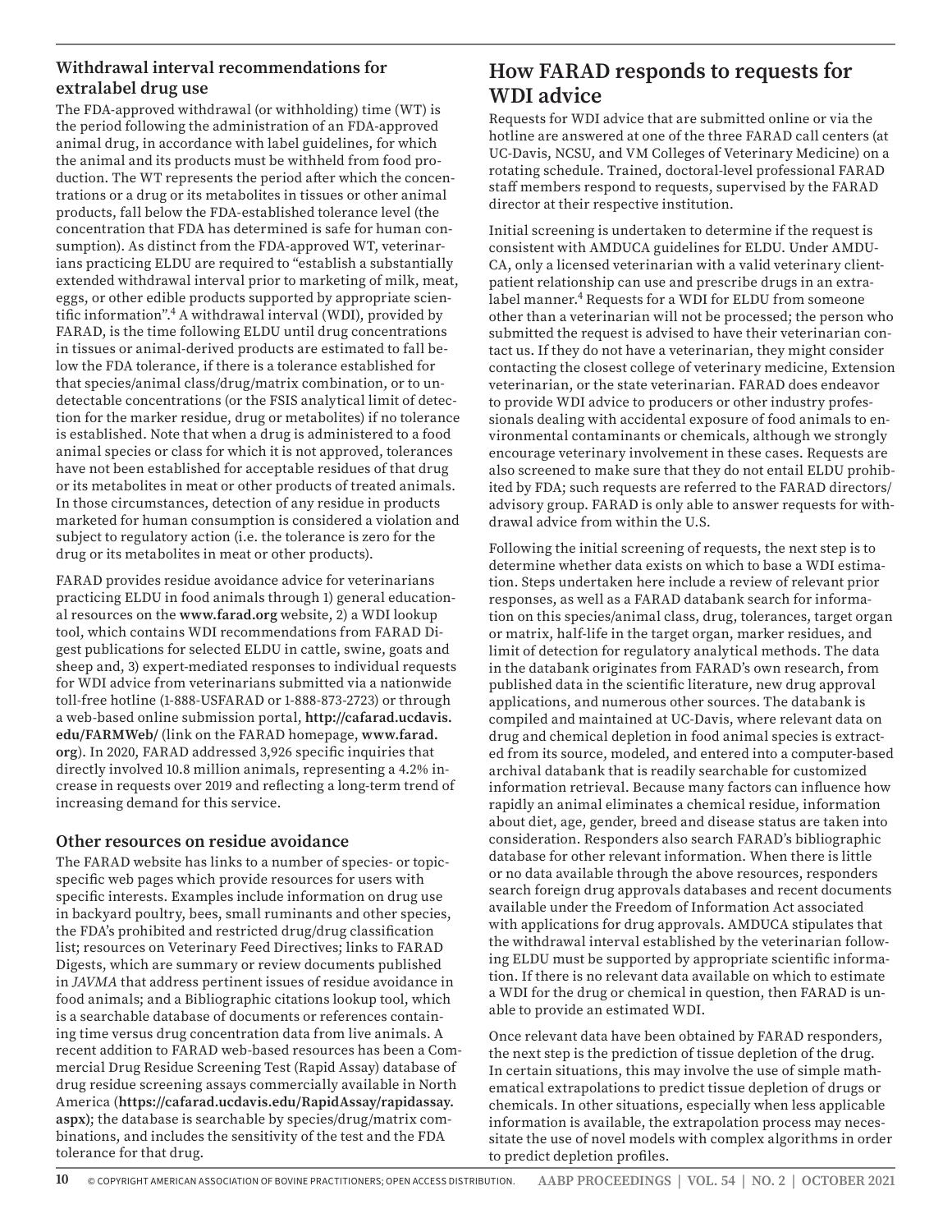### Withdrawal interval recommendations for extralabel drug use

The FDA-approved withdrawal (or withholding) time (WT) is the period following the administration of an FDA-approved animal drug, in accordance with label guidelines, for which the animal and its products must be withheld from food production. The WT represents the period after which the concentrations or a drug or its metabolites in tissues or other animal products, fall below the FDA-established tolerance level (the concentration that FDA has determined is safe for human consumption). As distinct from the FDA-approved WT, veterinarians practicing ELDU are required to "establish a substantially extended withdrawal interval prior to marketing of milk, meat, eggs, or other edible products supported by appropriate scientific information".[4] A withdrawal interval (WDI), provided by FARAD, is the time following ELDU until drug concentrations in tissues or animal-derived products are estimated to fall below the FDA tolerance, if there is a tolerance established for that species/animal class/drug/matrix combination, or to undetectable concentrations (or the FSIS analytical limit of detection for the marker residue, drug or metabolites) if no tolerance is established. Note that when a drug is administered to a food animal species or class for which it is not approved, tolerances have not been established for acceptable residues of that drug or its metabolites in meat or other products of treated animals. In those circumstances, detection of any residue in products marketed for human consumption is considered a violation and subject to regulatory action (i.e. the tolerance is zero for the drug or its metabolites in meat or other products).

FARAD provides residue avoidance advice for veterinarians practicing ELDU in food animals through 1) general educational resources on the **www.farad.org** website, 2) a WDI lookup tool, which contains WDI recommendations from FARAD Digest publications for selected ELDU in cattle, swine, goats and sheep and, 3) expert-mediated responses to individual requests for WDI advice from veterinarians submitted via a nationwide toll-free hotline (1-888-USFARAD or 1-888-873-2723) or through a web-based online submission portal, **http://cafarad.ucdavis.edu/FARMWeb/** (link on the FARAD homepage, **www.farad.org**). In 2020, FARAD addressed 3,926 specific inquiries that directly involved 10.8 million animals, representing a 4.2% increase in requests over 2019 and reflecting a long-term trend of increasing demand for this service.

### Other resources on residue avoidance

The FARAD website has links to a number of species- or topic-specific web pages which provide resources for users with specific interests. Examples include information on drug use in backyard poultry, bees, small ruminants and other species, the FDA's prohibited and restricted drug/drug classification list; resources on Veterinary Feed Directives; links to FARAD Digests, which are summary or review documents published in *JAVMA* that address pertinent issues of residue avoidance in food animals; and a Bibliographic citations lookup tool, which is a searchable database of documents or references containing time versus drug concentration data from live animals. A recent addition to FARAD web-based resources has been a Commercial Drug Residue Screening Test (Rapid Assay) database of drug residue screening assays commercially available in North America (**https://cafarad.ucdavis.edu/RapidAssay/rapidassay.aspx**); the database is searchable by species/drug/matrix combinations, and includes the sensitivity of the test and the FDA tolerance for that drug.

## How FARAD responds to requests for WDI advice

Requests for WDI advice that are submitted online or via the hotline are answered at one of the three FARAD call centers (at UC-Davis, NCSU, and VM Colleges of Veterinary Medicine) on a rotating schedule. Trained, doctoral-level professional FARAD staff members respond to requests, supervised by the FARAD director at their respective institution.

Initial screening is undertaken to determine if the request is consistent with AMDUCA guidelines for ELDU. Under AMDUCA, only a licensed veterinarian with a valid veterinary client-patient relationship can use and prescribe drugs in an extralabel manner.[4] Requests for a WDI for ELDU from someone other than a veterinarian will not be processed; the person who submitted the request is advised to have their veterinarian contact us. If they do not have a veterinarian, they might consider contacting the closest college of veterinary medicine, Extension veterinarian, or the state veterinarian. FARAD does endeavor to provide WDI advice to producers or other industry professionals dealing with accidental exposure of food animals to environmental contaminants or chemicals, although we strongly encourage veterinary involvement in these cases. Requests are also screened to make sure that they do not entail ELDU prohibited by FDA; such requests are referred to the FARAD directors/advisory group. FARAD is only able to answer requests for withdrawal advice from within the U.S.

Following the initial screening of requests, the next step is to determine whether data exists on which to base a WDI estimation. Steps undertaken here include a review of relevant prior responses, as well as a FARAD databank search for information on this species/animal class, drug, tolerances, target organ or matrix, half-life in the target organ, marker residues, and limit of detection for regulatory analytical methods. The data in the databank originates from FARAD's own research, from published data in the scientific literature, new drug approval applications, and numerous other sources. The databank is compiled and maintained at UC-Davis, where relevant data on drug and chemical depletion in food animal species is extracted from its source, modeled, and entered into a computer-based archival databank that is readily searchable for customized information retrieval. Because many factors can influence how rapidly an animal eliminates a chemical residue, information about diet, age, gender, breed and disease status are taken into consideration. Responders also search FARAD's bibliographic database for other relevant information. When there is little or no data available through the above resources, responders search foreign drug approvals databases and recent documents available under the Freedom of Information Act associated with applications for drug approvals. AMDUCA stipulates that the withdrawal interval established by the veterinarian following ELDU must be supported by appropriate scientific information. If there is no relevant data available on which to estimate a WDI for the drug or chemical in question, then FARAD is unable to provide an estimated WDI.

Once relevant data have been obtained by FARAD responders, the next step is the prediction of tissue depletion of the drug. In certain situations, this may involve the use of simple mathematical extrapolations to predict tissue depletion of drugs or chemicals. In other situations, especially when less applicable information is available, the extrapolation process may necessitate the use of novel models with complex algorithms in order to predict depletion profiles.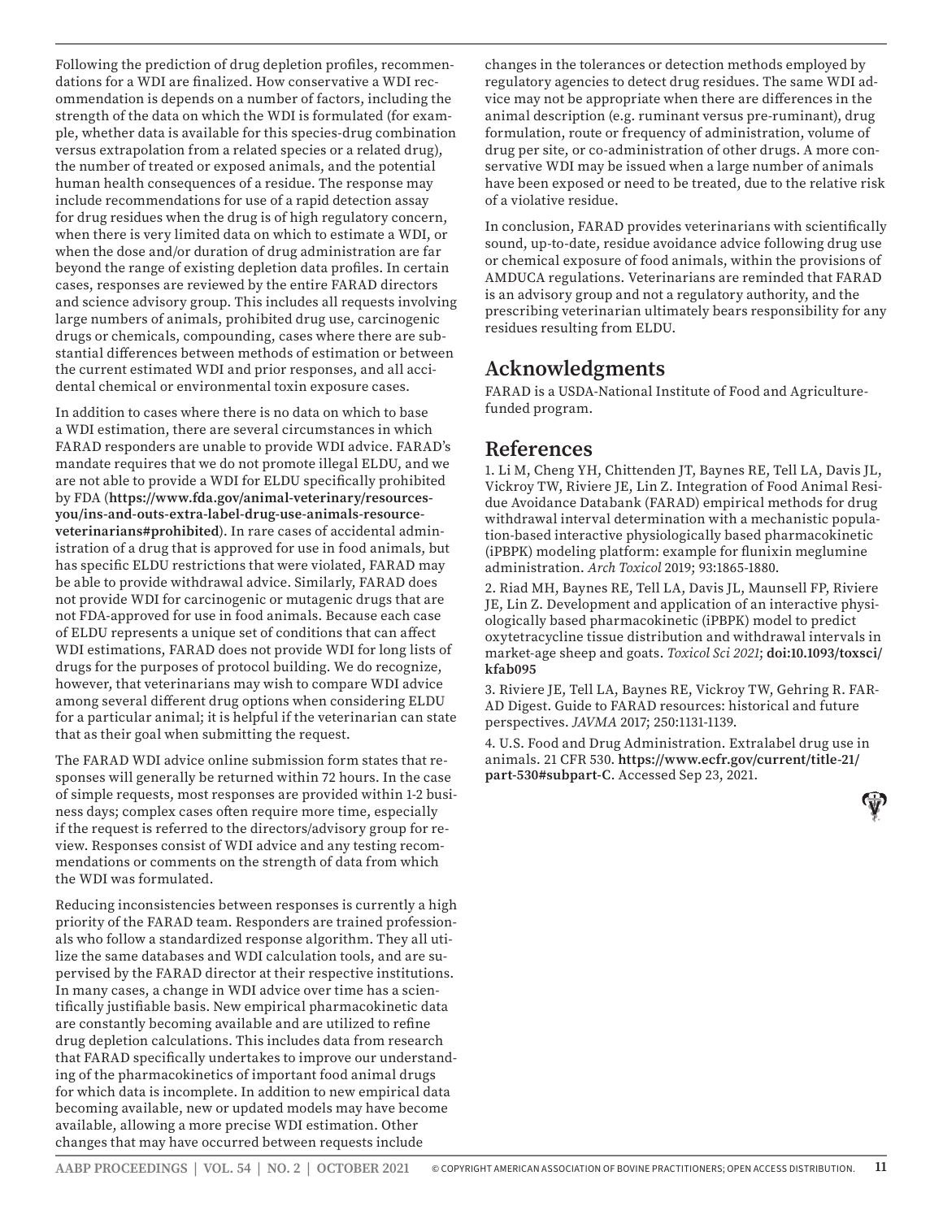Following the prediction of drug depletion profiles, recommendations for a WDI are finalized. How conservative a WDI recommendation is depends on a number of factors, including the strength of the data on which the WDI is formulated (for example, whether data is available for this species-drug combination versus extrapolation from a related species or a related drug), the number of treated or exposed animals, and the potential human health consequences of a residue. The response may include recommendations for use of a rapid detection assay for drug residues when the drug is of high regulatory concern, when there is very limited data on which to estimate a WDI, or when the dose and/or duration of drug administration are far beyond the range of existing depletion data profiles. In certain cases, responses are reviewed by the entire FARAD directors and science advisory group. This includes all requests involving large numbers of animals, prohibited drug use, carcinogenic drugs or chemicals, compounding, cases where there are substantial differences between methods of estimation or between the current estimated WDI and prior responses, and all accidental chemical or environmental toxin exposure cases.

In addition to cases where there is no data on which to base a WDI estimation, there are several circumstances in which FARAD responders are unable to provide WDI advice. FARAD's mandate requires that we do not promote illegal ELDU, and we are not able to provide a WDI for ELDU specifically prohibited by FDA (**https://www.fda.gov/animal-veterinary/resources-you/ins-and-outs-extra-label-drug-use-animals-resource-veterinarians#prohibited**). In rare cases of accidental administration of a drug that is approved for use in food animals, but has specific ELDU restrictions that were violated, FARAD may be able to provide withdrawal advice. Similarly, FARAD does not provide WDI for carcinogenic or mutagenic drugs that are not FDA-approved for use in food animals. Because each case of ELDU represents a unique set of conditions that can affect WDI estimations, FARAD does not provide WDI for long lists of drugs for the purposes of protocol building. We do recognize, however, that veterinarians may wish to compare WDI advice among several different drug options when considering ELDU for a particular animal; it is helpful if the veterinarian can state that as their goal when submitting the request.

The FARAD WDI advice online submission form states that responses will generally be returned within 72 hours. In the case of simple requests, most responses are provided within 1-2 business days; complex cases often require more time, especially if the request is referred to the directors/advisory group for review. Responses consist of WDI advice and any testing recommendations or comments on the strength of data from which the WDI was formulated.

Reducing inconsistencies between responses is currently a high priority of the FARAD team. Responders are trained professionals who follow a standardized response algorithm. They all utilize the same databases and WDI calculation tools, and are supervised by the FARAD director at their respective institutions. In many cases, a change in WDI advice over time has a scientifically justifiable basis. New empirical pharmacokinetic data are constantly becoming available and are utilized to refine drug depletion calculations. This includes data from research that FARAD specifically undertakes to improve our understanding of the pharmacokinetics of important food animal drugs for which data is incomplete. In addition to new empirical data becoming available, new or updated models may have become available, allowing a more precise WDI estimation. Other changes that may have occurred between requests include changes in the tolerances or detection methods employed by regulatory agencies to detect drug residues. The same WDI advice may not be appropriate when there are differences in the animal description (e.g. ruminant versus pre-ruminant), drug formulation, route or frequency of administration, volume of drug per site, or co-administration of other drugs. A more conservative WDI may be issued when a large number of animals have been exposed or need to be treated, due to the relative risk of a violative residue.

In conclusion, FARAD provides veterinarians with scientifically sound, up-to-date, residue avoidance advice following drug use or chemical exposure of food animals, within the provisions of AMDUCA regulations. Veterinarians are reminded that FARAD is an advisory group and not a regulatory authority, and the prescribing veterinarian ultimately bears responsibility for any residues resulting from ELDU.

## Acknowledgments

FARAD is a USDA-National Institute of Food and Agriculture-funded program.

## References

1. Li M, Cheng YH, Chittenden JT, Baynes RE, Tell LA, Davis JL, Vickroy TW, Riviere JE, Lin Z. Integration of Food Animal Residue Avoidance Databank (FARAD) empirical methods for drug withdrawal interval determination with a mechanistic population-based interactive physiologically based pharmacokinetic (iPBPK) modeling platform: example for flunixin meglumine administration. *Arch Toxicol* 2019; 93:1865-1880.

2. Riad MH, Baynes RE, Tell LA, Davis JL, Maunsell FP, Riviere JE, Lin Z. Development and application of an interactive physiologically based pharmacokinetic (iPBPK) model to predict oxytetracycline tissue distribution and withdrawal intervals in market-age sheep and goats. *Toxicol Sci 2021*; **doi:10.1093/toxsci/kfab095**

3. Riviere JE, Tell LA, Baynes RE, Vickroy TW, Gehring R. FARAD Digest. Guide to FARAD resources: historical and future perspectives. *JAVMA* 2017; 250:1131-1139.

4. U.S. Food and Drug Administration. Extralabel drug use in animals. 21 CFR 530. **https://www.ecfr.gov/current/title-21/part-530#subpart-C**. Accessed Sep 23, 2021.